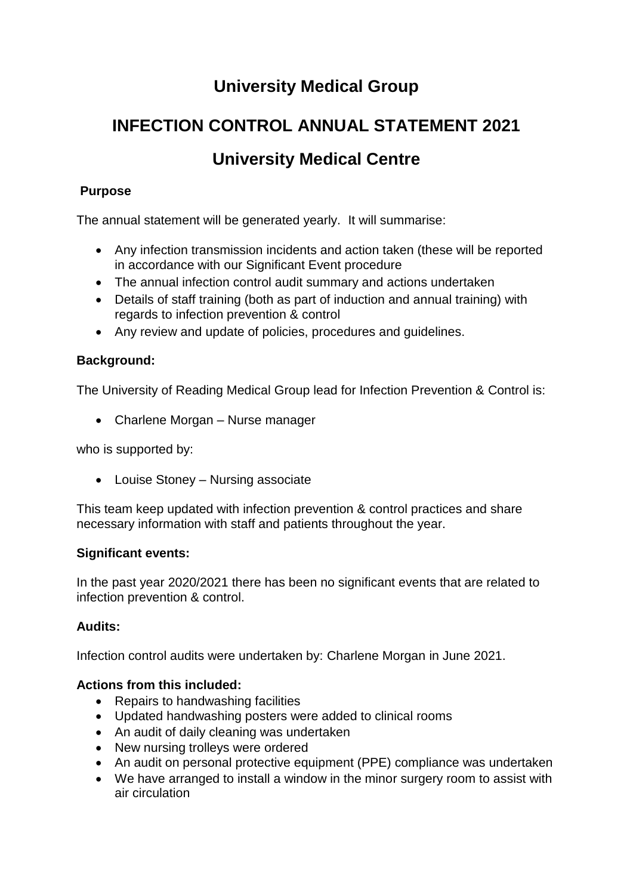# University Medical Group

# INFECTION CONTROL ANNUAL STATEMENT 2021

# University Medical Centre

**Purpose**

The annual statement will be generated yearly. It will summarise:

- Any infection transmission incidents and action taken (these will be reported in accordance with our Significant Event procedure
- The annual infection control audit summary and actions undertaken
- Details of staff training (both as part of induction and annual training) with regards to infection prevention & control
- Any review and update of policies, procedures and guidelines.

**Background:**

The University of Reading Medical Group lead for Infection Prevention & Control is:

- Charlene Morgan – Nurse manager

who is supported by:

- Louise Stoney – Nursing associate

This team keep updated with infection prevention & control practices and share necessary information with staff and patients throughout the year.

**Significant events:**

In the past year 2020/2021 there has been no significant events that are related to infection prevention & control.

**Audits:**

Infection control audits were undertaken by: Charlene Morgan in June 2021.

**Actions from this included:**

- Repairs to handwashing facilities
- Updated handwashing posters were added to clinical rooms
- An audit of daily cleaning was undertaken
- New nursing trolleys were ordered
- An audit on personal protective equipment (PPE) compliance was undertaken
- We have arranged to install a window in the minor surgery room to assist with air circulation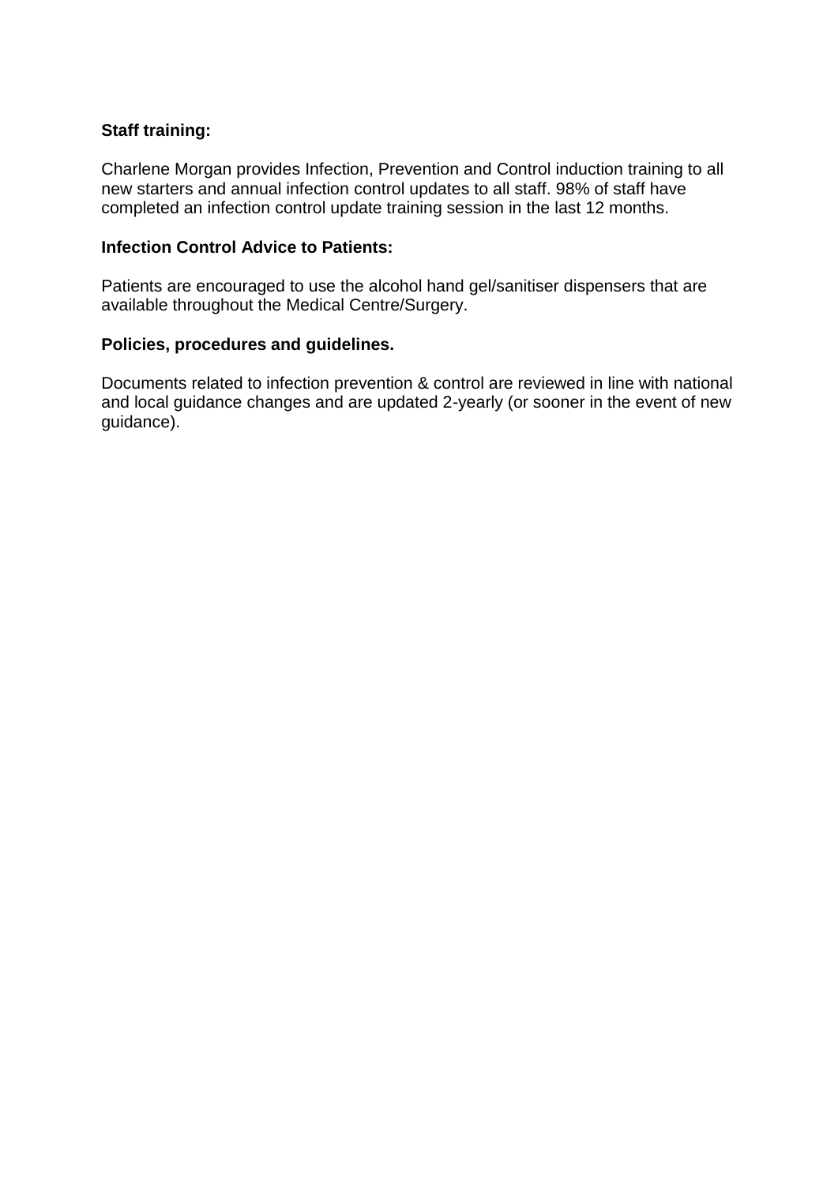**Staff training:**

Charlene Morgan provides Infection, Prevention and Control induction training to all new starters and annual infection control updates to all staff. 98% of staff have completed an infection control update training session in the last 12 months.

**Infection Control Advice to Patients:**

Patients are encouraged to use the alcohol hand gel/sanitiser dispensers that are available throughout the Medical Centre/Surgery.

**Policies, procedures and guidelines.**

Documents related to infection prevention & control are reviewed in line with national and local guidance changes and are updated 2-yearly (or sooner in the event of new guidance).